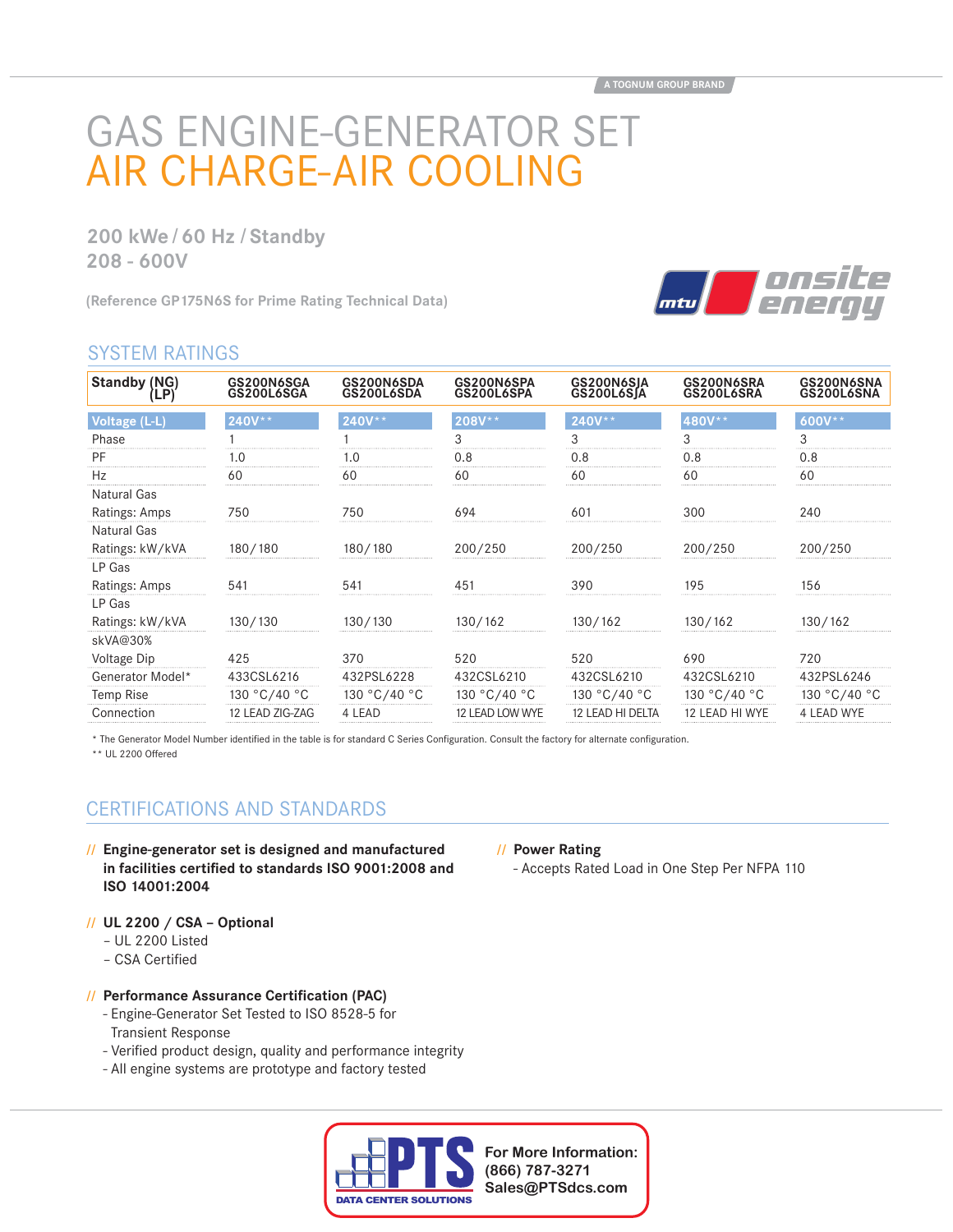A TOGNUM GROUP BRAND

# GAS ENGINE-GENERATOR SET
# AIR CHARGE-AIR COOLING

**200 kWe / 60 Hz / Standby**
**208 - 600V**

(Reference GP175N6S for Prime Rating Technical Data)

## SYSTEM RATINGS

| Standby (NG) (LP) | GS200N6SGA GS200L6SGA | GS200N6SDA GS200L6SDA | GS200N6SPA GS200L6SPA | GS200N6SJA GS200L6SJA | GS200N6SRA GS200L6SRA | GS200N6SNA GS200L6SNA |
|---|---|---|---|---|---|---|
| Voltage (L-L) | 240V** | 240V** | 208V** | 240V** | 480V** | 600V** |
| Phase | 1 | 1 | 3 | 3 | 3 | 3 |
| PF | 1.0 | 1.0 | 0.8 | 0.8 | 0.8 | 0.8 |
| Hz | 60 | 60 | 60 | 60 | 60 | 60 |
| Natural Gas Ratings: Amps | 750 | 750 | 694 | 601 | 300 | 240 |
| Natural Gas Ratings: kW/kVA | 180/180 | 180/180 | 200/250 | 200/250 | 200/250 | 200/250 |
| LP Gas Ratings: Amps | 541 | 541 | 451 | 390 | 195 | 156 |
| LP Gas Ratings: kW/kVA | 130/130 | 130/130 | 130/162 | 130/162 | 130/162 | 130/162 |
| skVA@30% Voltage Dip | 425 | 370 | 520 | 520 | 690 | 720 |
| Generator Model* | 433CSL6216 | 432PSL6228 | 432CSL6210 | 432CSL6210 | 432CSL6210 | 432PSL6246 |
| Temp Rise | 130 °C/40 °C | 130 °C/40 °C | 130 °C/40 °C | 130 °C/40 °C | 130 °C/40 °C | 130 °C/40 °C |
| Connection | 12 LEAD ZIG-ZAG | 4 LEAD | 12 LEAD LOW WYE | 12 LEAD HI DELTA | 12 LEAD HI WYE | 4 LEAD WYE |

\* The Generator Model Number identified in the table is for standard C Series Configuration. Consult the factory for alternate configuration.
** UL 2200 Offered

## CERTIFICATIONS AND STANDARDS

// **Engine-generator set is designed and manufactured in facilities certified to standards ISO 9001:2008 and ISO 14001:2004**

// **UL 2200 / CSA – Optional**
- UL 2200 Listed
- CSA Certified

// **Performance Assurance Certification (PAC)**
- Engine-Generator Set Tested to ISO 8528-5 for Transient Response
- Verified product design, quality and performance integrity
- All engine systems are prototype and factory tested

// **Power Rating**
- Accepts Rated Load in One Step Per NFPA 110

PTS DATA CENTER SOLUTIONS

**For More Information:**
**(866) 787-3271**
**Sales@PTSdcs.com**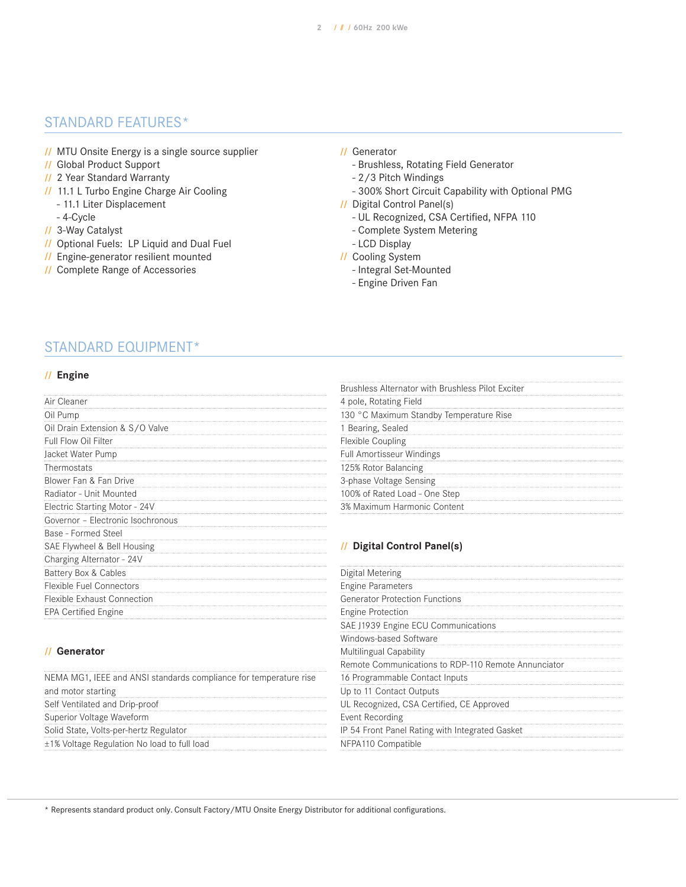## STANDARD FEATURES*

- // MTU Onsite Energy is a single source supplier
- // Global Product Support
- // 2 Year Standard Warranty
- // 11.1 L Turbo Engine Charge Air Cooling
  - 11.1 Liter Displacement
  - 4-Cycle
- // 3-Way Catalyst
- // Optional Fuels: LP Liquid and Dual Fuel
- // Engine-generator resilient mounted
- // Complete Range of Accessories
- // Generator
  - Brushless, Rotating Field Generator
  - 2/3 Pitch Windings
  - 300% Short Circuit Capability with Optional PMG
- // Digital Control Panel(s)
  - UL Recognized, CSA Certified, NFPA 110
  - Complete System Metering
  - LCD Display
- // Cooling System
  - Integral Set-Mounted
  - Engine Driven Fan

## STANDARD EQUIPMENT*

### // Engine

- Air Cleaner
- Oil Pump
- Oil Drain Extension & S/O Valve
- Full Flow Oil Filter
- Jacket Water Pump
- Thermostats
- Blower Fan & Fan Drive
- Radiator - Unit Mounted
- Electric Starting Motor - 24V
- Governor – Electronic Isochronous
- Base - Formed Steel
- SAE Flywheel & Bell Housing
- Charging Alternator - 24V
- Battery Box & Cables
- Flexible Fuel Connectors
- Flexible Exhaust Connection
- EPA Certified Engine

### // Generator

- NEMA MG1, IEEE and ANSI standards compliance for temperature rise and motor starting
- Self Ventilated and Drip-proof
- Superior Voltage Waveform
- Solid State, Volts-per-hertz Regulator
- ±1% Voltage Regulation No load to full load
- Brushless Alternator with Brushless Pilot Exciter
- 4 pole, Rotating Field
- 130 °C Maximum Standby Temperature Rise
- 1 Bearing, Sealed
- Flexible Coupling
- Full Amortisseur Windings
- 125% Rotor Balancing
- 3-phase Voltage Sensing
- 100% of Rated Load - One Step
- 3% Maximum Harmonic Content

### // Digital Control Panel(s)

- Digital Metering
- Engine Parameters
- Generator Protection Functions
- Engine Protection
- SAE J1939 Engine ECU Communications
- Windows-based Software
- Multilingual Capability
- Remote Communications to RDP-110 Remote Annunciator
- 16 Programmable Contact Inputs
- Up to 11 Contact Outputs
- UL Recognized, CSA Certified, CE Approved
- Event Recording
- IP 54 Front Panel Rating with Integrated Gasket
- NFPA110 Compatible

* Represents standard product only. Consult Factory/MTU Onsite Energy Distributor for additional configurations.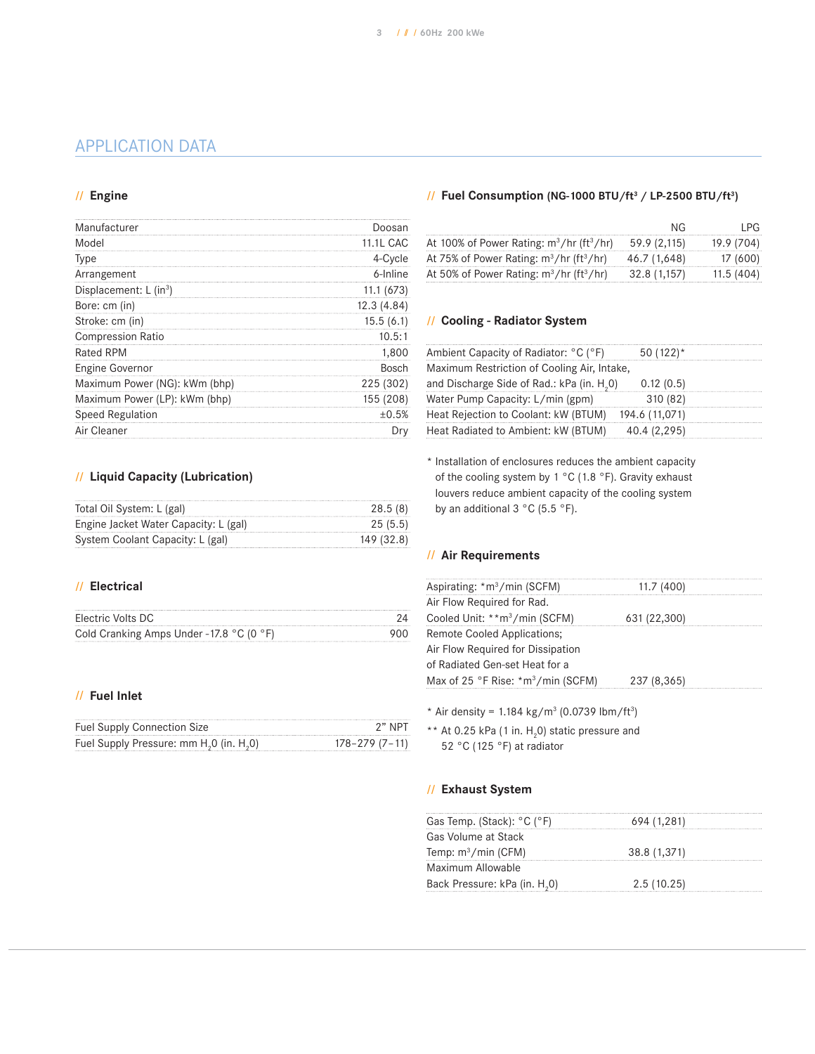# APPLICATION DATA

## // Engine

| | |
|---|---|
| Manufacturer | Doosan |
| Model | 11.1L CAC |
| Type | 4-Cycle |
| Arrangement | 6-Inline |
| Displacement: L ($in^3$) | 11.1 (673) |
| Bore: cm (in) | 12.3 (4.84) |
| Stroke: cm (in) | 15.5 (6.1) |
| Compression Ratio | 10.5:1 |
| Rated RPM | 1,800 |
| Engine Governor | Bosch |
| Maximum Power (NG): kWm (bhp) | 225 (302) |
| Maximum Power (LP): kWm (bhp) | 155 (208) |
| Speed Regulation | ±0.5% |
| Air Cleaner | Dry |

## // Liquid Capacity (Lubrication)

| | |
|---|---|
| Total Oil System: L (gal) | 28.5 (8) |
| Engine Jacket Water Capacity: L (gal) | 25 (5.5) |
| System Coolant Capacity: L (gal) | 149 (32.8) |

## // Electrical

| | |
|---|---|
| Electric Volts DC | 24 |
| Cold Cranking Amps Under -17.8 °C (0 °F) | 900 |

## // Fuel Inlet

| | |
|---|---|
| Fuel Supply Connection Size | 2" NPT |
| Fuel Supply Pressure: mm $H_2O$ (in. $H_2O$) | 178–279 (7–11) |

## // Fuel Consumption (NG-1000 BTU/ft³ / LP-2500 BTU/ft³)

| | NG | LPG |
|---|---|---|
| At 100% of Power Rating: $m^3$/hr ($ft^3$/hr) | 59.9 (2,115) | 19.9 (704) |
| At 75% of Power Rating: $m^3$/hr ($ft^3$/hr) | 46.7 (1,648) | 17 (600) |
| At 50% of Power Rating: $m^3$/hr ($ft^3$/hr) | 32.8 (1,157) | 11.5 (404) |

## // Cooling - Radiator System

| | |
|---|---|
| Ambient Capacity of Radiator: °C (°F) | 50 (122)* |
| Maximum Restriction of Cooling Air, Intake, and Discharge Side of Rad.: kPa (in. $H_2O$) | 0.12 (0.5) |
| Water Pump Capacity: L/min (gpm) | 310 (82) |
| Heat Rejection to Coolant: kW (BTUM) | 194.6 (11,071) |
| Heat Radiated to Ambient: kW (BTUM) | 40.4 (2,295) |

\* Installation of enclosures reduces the ambient capacity of the cooling system by 1 °C (1.8 °F). Gravity exhaust louvers reduce ambient capacity of the cooling system by an additional 3 °C (5.5 °F).

## // Air Requirements

| | |
|---|---|
| Aspirating: *$m^3$/min (SCFM) | 11.7 (400) |
| Air Flow Required for Rad. Cooled Unit: **$m^3$/min (SCFM) | 631 (22,300) |
| Remote Cooled Applications; Air Flow Required for Dissipation of Radiated Gen-set Heat for a Max of 25 °F Rise: *$m^3$/min (SCFM) | 237 (8,365) |

\* Air density = 1.184 kg/$m^3$ (0.0739 lbm/$ft^3$)

\*\* At 0.25 kPa (1 in. $H_2O$) static pressure and 52 °C (125 °F) at radiator

## // Exhaust System

| | |
|---|---|
| Gas Temp. (Stack): °C (°F) | 694 (1,281) |
| Gas Volume at Stack Temp: $m^3$/min (CFM) | 38.8 (1,371) |
| Maximum Allowable Back Pressure: kPa (in. $H_2O$) | 2.5 (10.25) |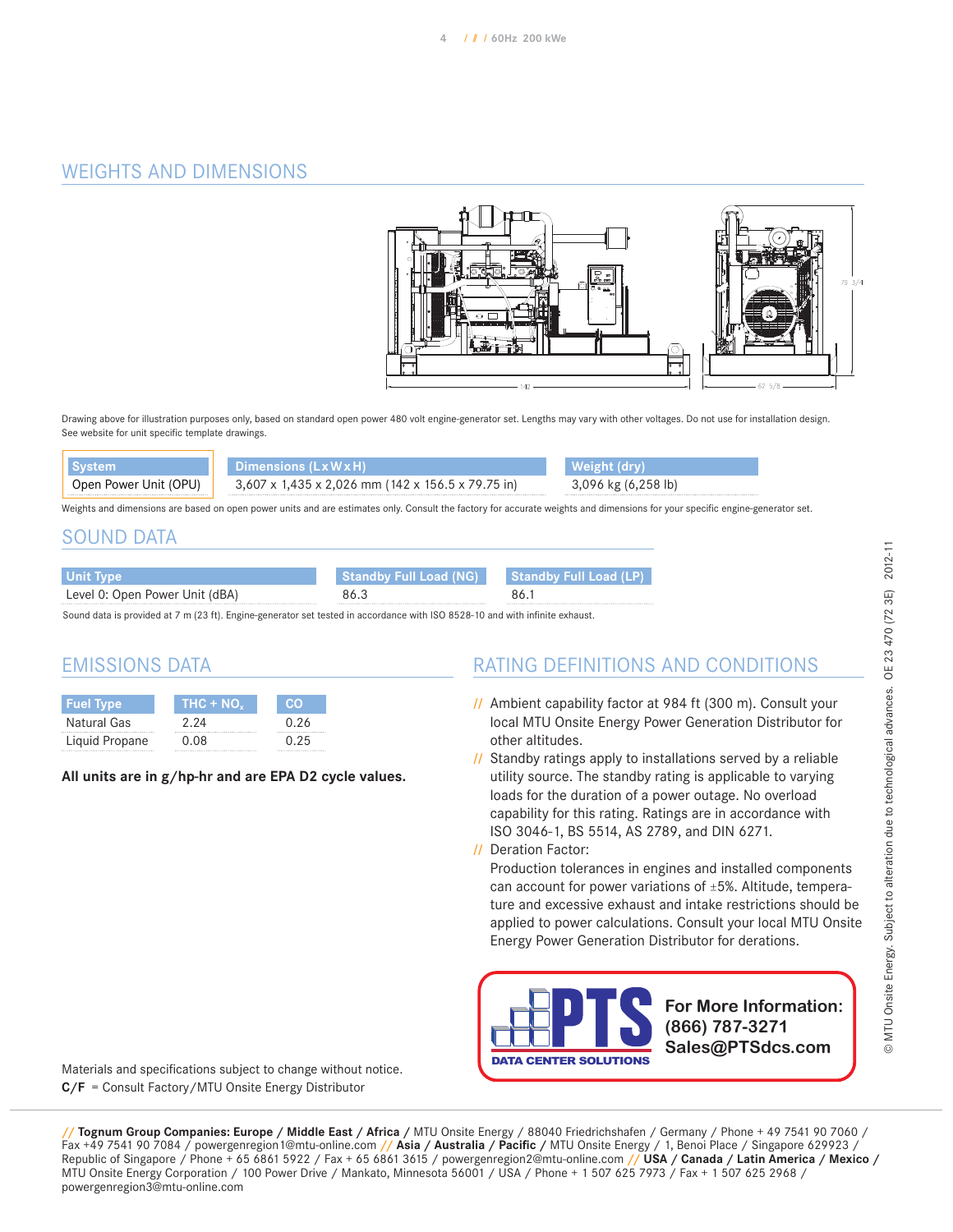## WEIGHTS AND DIMENSIONS

142

62 5/8

79 3/4

Drawing above for illustration purposes only, based on standard open power 480 volt engine-generator set. Lengths may vary with other voltages. Do not use for installation design. See website for unit specific template drawings.

| System | Dimensions (L x W x H) | Weight (dry) |
|---|---|---|
| Open Power Unit (OPU) | 3,607 x 1,435 x 2,026 mm (142 x 156.5 x 79.75 in) | 3,096 kg (6,258 lb) |

Weights and dimensions are based on open power units and are estimates only. Consult the factory for accurate weights and dimensions for your specific engine-generator set.

## SOUND DATA

| Unit Type | Standby Full Load (NG) | Standby Full Load (LP) |
|---|---|---|
| Level 0: Open Power Unit (dBA) | 86.3 | 86.1 |

Sound data is provided at 7 m (23 ft). Engine-generator set tested in accordance with ISO 8528-10 and with infinite exhaust.

## EMISSIONS DATA

| Fuel Type | THC + $NO_x$ | CO |
|---|---|---|
| Natural Gas | 2.24 | 0.26 |
| Liquid Propane | 0.08 | 0.25 |

**All units are in g/hp-hr and are EPA D2 cycle values.**

## RATING DEFINITIONS AND CONDITIONS

- Ambient capability factor at 984 ft (300 m). Consult your local MTU Onsite Energy Power Generation Distributor for other altitudes.
- Standby ratings apply to installations served by a reliable utility source. The standby rating is applicable to varying loads for the duration of a power outage. No overload capability for this rating. Ratings are in accordance with ISO 3046-1, BS 5514, AS 2789, and DIN 6271.
- Deration Factor:
  Production tolerances in engines and installed components can account for power variations of ±5%. Altitude, temperature and excessive exhaust and intake restrictions should be applied to power calculations. Consult your local MTU Onsite Energy Power Generation Distributor for derations.

PTS DATA CENTER SOLUTIONS

**For More Information:**
**(866) 787-3271**
**Sales@PTSdcs.com**

Materials and specifications subject to change without notice.
**C/F** = Consult Factory/MTU Onsite Energy Distributor

© MTU Onsite Energy. Subject to alteration due to technological advances. OE 23 470 (72 3E) 2012-11

// **Tognum Group Companies: Europe / Middle East / Africa /** MTU Onsite Energy / 88040 Friedrichshafen / Germany / Phone + 49 7541 90 7060 / Fax +49 7541 90 7084 / powergenregion1@mtu-online.com // **Asia / Australia / Pacific /** MTU Onsite Energy / 1, Benoi Place / Singapore 629923 / Republic of Singapore / Phone + 65 6861 5922 / Fax + 65 6861 3615 / powergenregion2@mtu-online.com // **USA / Canada / Latin America / Mexico /** MTU Onsite Energy Corporation / 100 Power Drive / Mankato, Minnesota 56001 / USA / Phone + 1 507 625 7973 / Fax + 1 507 625 2968 / powergenregion3@mtu-online.com